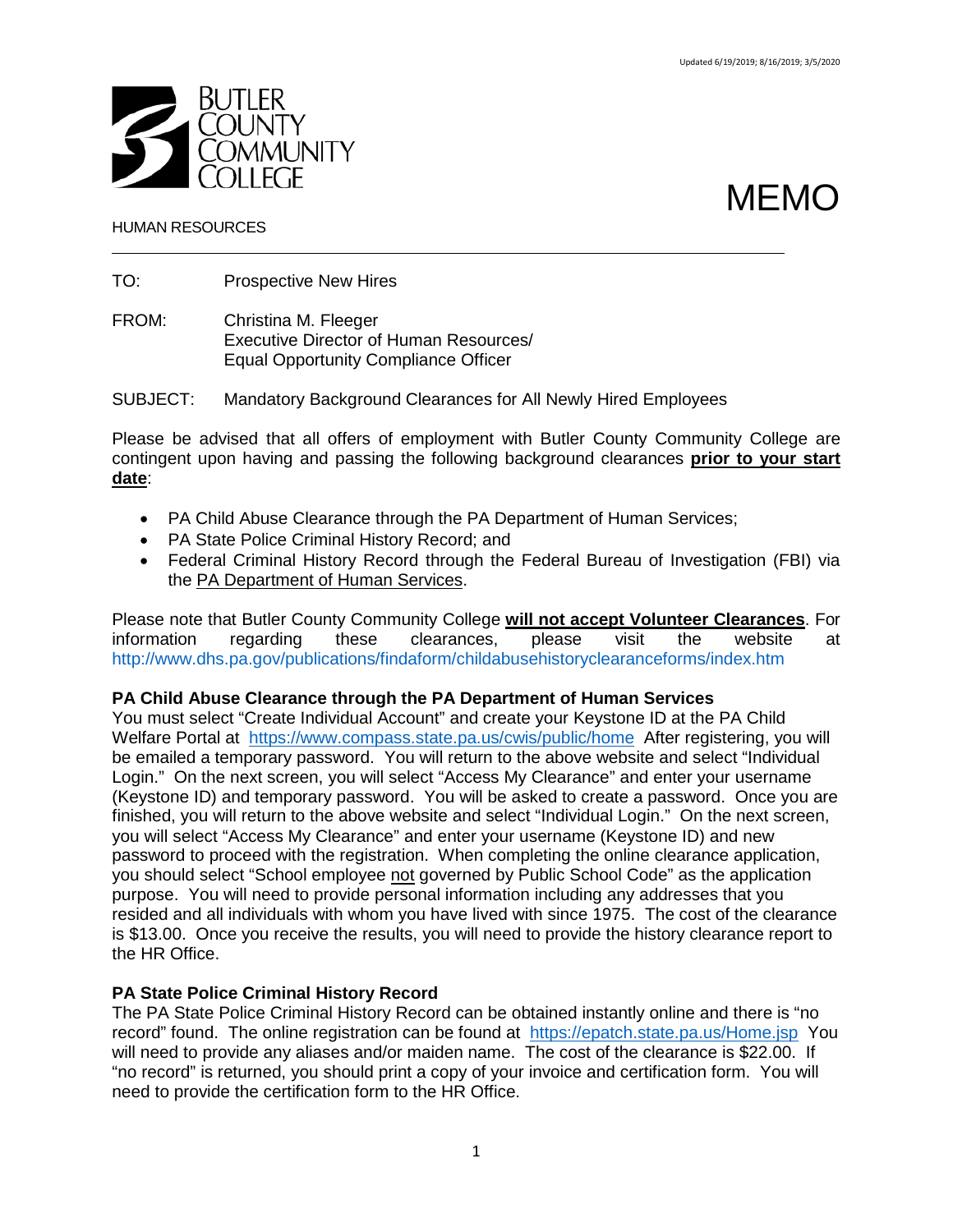Updated 6/19/2019; 8/16/2019; 3/5/2020

BUTLER COUNTY COMMUNITY COLLEGE

HUMAN RESOURCES

# MEMO

TO: Prospective New Hires

FROM: Christina M. Fleeger
Executive Director of Human Resources/
Equal Opportunity Compliance Officer

SUBJECT: Mandatory Background Clearances for All Newly Hired Employees

Please be advised that all offers of employment with Butler County Community College are contingent upon having and passing the following background clearances **prior to your start date**:

- PA Child Abuse Clearance through the PA Department of Human Services;
- PA State Police Criminal History Record; and
- Federal Criminal History Record through the Federal Bureau of Investigation (FBI) via the PA Department of Human Services.

Please note that Butler County Community College **will not accept Volunteer Clearances**. For information regarding these clearances, please visit the website at http://www.dhs.pa.gov/publications/findaform/childabusehistoryclearanceforms/index.htm

**PA Child Abuse Clearance through the PA Department of Human Services**

You must select "Create Individual Account" and create your Keystone ID at the PA Child Welfare Portal at https://www.compass.state.pa.us/cwis/public/home After registering, you will be emailed a temporary password. You will return to the above website and select "Individual Login." On the next screen, you will select "Access My Clearance" and enter your username (Keystone ID) and temporary password. You will be asked to create a password. Once you are finished, you will return to the above website and select "Individual Login." On the next screen, you will select "Access My Clearance" and enter your username (Keystone ID) and new password to proceed with the registration. When completing the online clearance application, you should select "School employee not governed by Public School Code" as the application purpose. You will need to provide personal information including any addresses that you resided and all individuals with whom you have lived with since 1975. The cost of the clearance is $13.00. Once you receive the results, you will need to provide the history clearance report to the HR Office.

**PA State Police Criminal History Record**

The PA State Police Criminal History Record can be obtained instantly online and there is "no record" found. The online registration can be found at https://epatch.state.pa.us/Home.jsp You will need to provide any aliases and/or maiden name. The cost of the clearance is $22.00. If "no record" is returned, you should print a copy of your invoice and certification form. You will need to provide the certification form to the HR Office.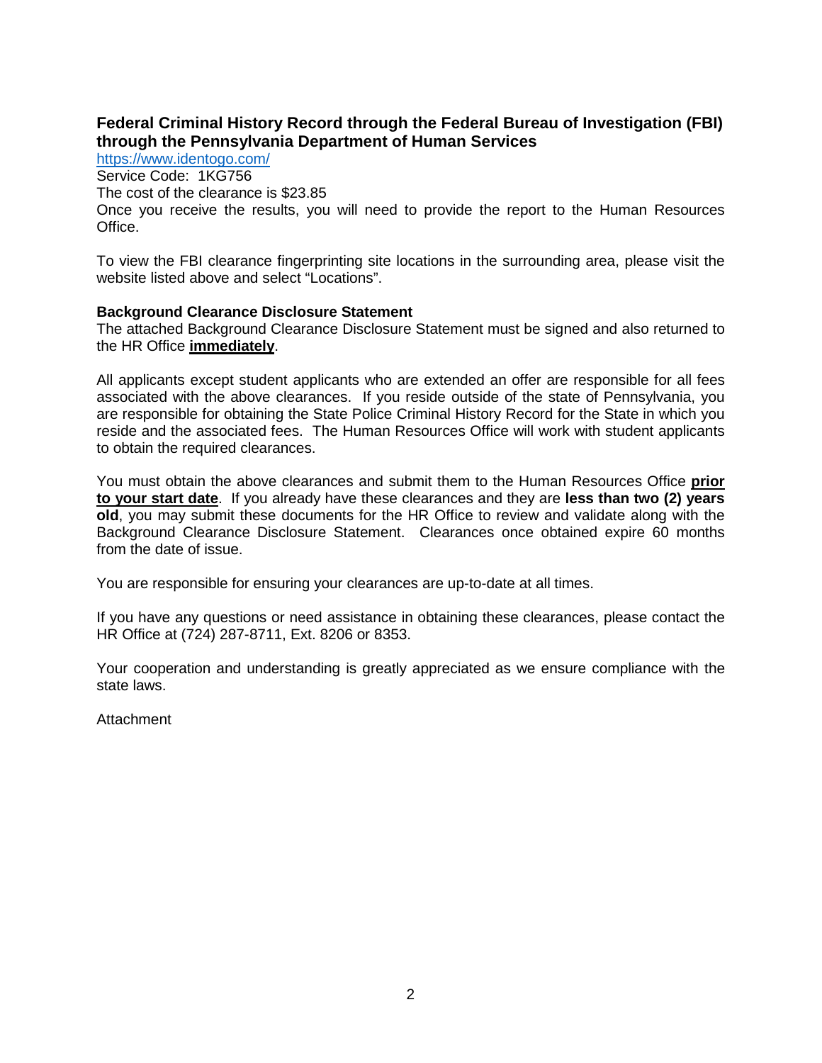**Federal Criminal History Record through the Federal Bureau of Investigation (FBI) through the Pennsylvania Department of Human Services**

https://www.identogo.com/
Service Code: 1KG756
The cost of the clearance is $23.85
Once you receive the results, you will need to provide the report to the Human Resources Office.

To view the FBI clearance fingerprinting site locations in the surrounding area, please visit the website listed above and select "Locations".

**Background Clearance Disclosure Statement**
The attached Background Clearance Disclosure Statement must be signed and also returned to the HR Office **immediately**.

All applicants except student applicants who are extended an offer are responsible for all fees associated with the above clearances. If you reside outside of the state of Pennsylvania, you are responsible for obtaining the State Police Criminal History Record for the State in which you reside and the associated fees. The Human Resources Office will work with student applicants to obtain the required clearances.

You must obtain the above clearances and submit them to the Human Resources Office **prior to your start date**. If you already have these clearances and they are **less than two (2) years old**, you may submit these documents for the HR Office to review and validate along with the Background Clearance Disclosure Statement. Clearances once obtained expire 60 months from the date of issue.

You are responsible for ensuring your clearances are up-to-date at all times.

If you have any questions or need assistance in obtaining these clearances, please contact the HR Office at (724) 287-8711, Ext. 8206 or 8353.

Your cooperation and understanding is greatly appreciated as we ensure compliance with the state laws.

Attachment